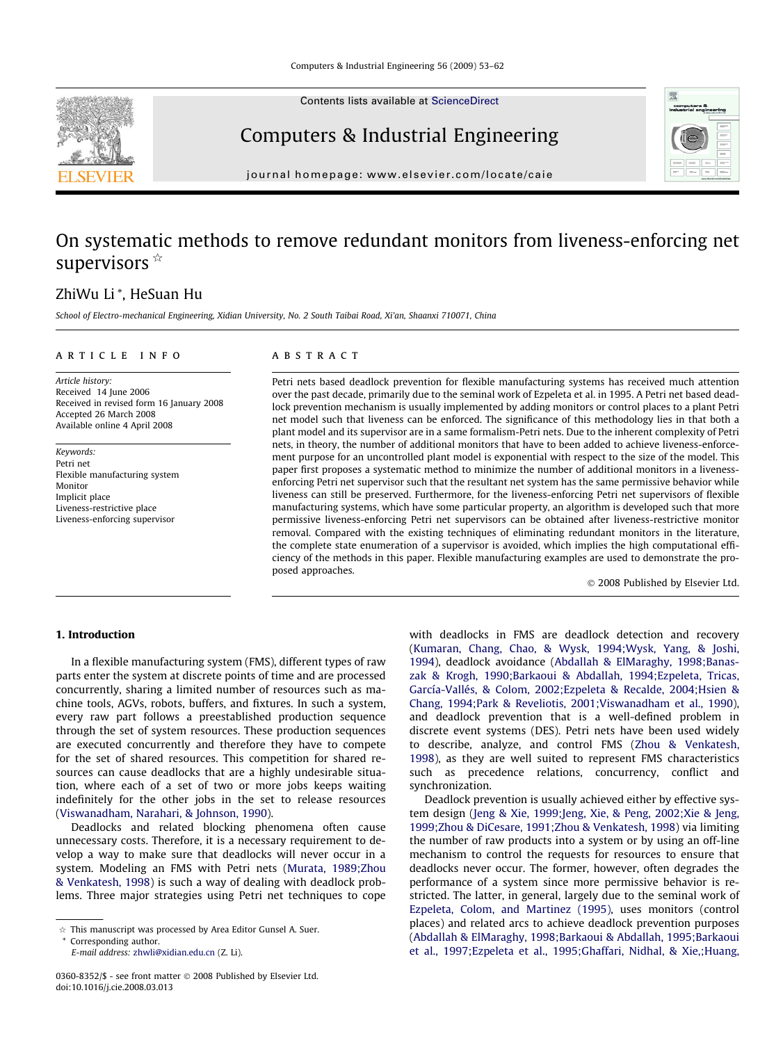Contents lists available at ScienceDirect

Computers & Industrial Engineering

journal homepage: www.elsevier.com/locate/caie

# On systematic methods to remove redundant monitors from liveness-enforcing net supervisors ☆

ZhiWu Li *, HeSuan Hu

*School of Electro-mechanical Engineering, Xidian University, No. 2 South Taibai Road, Xi'an, Shaanxi 710071, China*

**ARTICLE INFO**

*Article history:*
Received 14 June 2006
Received in revised form 16 January 2008
Accepted 26 March 2008
Available online 4 April 2008

*Keywords:*
Petri net
Flexible manufacturing system
Monitor
Implicit place
Liveness-restrictive place
Liveness-enforcing supervisor

**ABSTRACT**

Petri nets based deadlock prevention for flexible manufacturing systems has received much attention over the past decade, primarily due to the seminal work of Ezpeleta et al. in 1995. A Petri net based deadlock prevention mechanism is usually implemented by adding monitors or control places to a plant Petri net model such that liveness can be enforced. The significance of this methodology lies in that both a plant model and its supervisor are in a same formalism-Petri nets. Due to the inherent complexity of Petri nets, in theory, the number of additional monitors that have to been added to achieve liveness-enforcement purpose for an uncontrolled plant model is exponential with respect to the size of the model. This paper first proposes a systematic method to minimize the number of additional monitors in a liveness-enforcing Petri net supervisor such that the resultant net system has the same permissive behavior while liveness can still be preserved. Furthermore, for the liveness-enforcing Petri net supervisors of flexible manufacturing systems, which have some particular property, an algorithm is developed such that more permissive liveness-enforcing Petri net supervisors can be obtained after liveness-restrictive monitor removal. Compared with the existing techniques of eliminating redundant monitors in the literature, the complete state enumeration of a supervisor is avoided, which implies the high computational efficiency of the methods in this paper. Flexible manufacturing examples are used to demonstrate the proposed approaches.

© 2008 Published by Elsevier Ltd.

## 1. Introduction

In a flexible manufacturing system (FMS), different types of raw parts enter the system at discrete points of time and are processed concurrently, sharing a limited number of resources such as machine tools, AGVs, robots, buffers, and fixtures. In such a system, every raw part follows a preestablished production sequence through the set of system resources. These production sequences are executed concurrently and therefore they have to compete for the set of shared resources. This competition for shared resources can cause deadlocks that are a highly undesirable situation, where each of two or more jobs keeps waiting indefinitely for the other jobs in the set to release resources (Viswanadham, Narahari, & Johnson, 1990).

Deadlocks and related blocking phenomena often cause unnecessary costs. Therefore, it is a necessary requirement to develop a way to make sure that deadlocks will never occur in a system. Modeling an FMS with Petri nets (Murata, 1989;Zhou & Venkatesh, 1998) is such a way of dealing with deadlock problems. Three major strategies using Petri net techniques to cope with deadlocks in FMS are deadlock detection and recovery (Kumaran, Chang, Chao, & Wysk, 1994;Wysk, Yang, & Joshi, 1994), deadlock avoidance (Abdallah & ElMaraghy, 1998;Banaszak & Krogh, 1990;Barkaoui & Abdallah, 1994;Ezpeleta, Tricas, García-Vallés, & Colom, 2002;Ezpeleta & Recalde, 2004;Hsien & Chang, 1994;Park & Reveliotis, 2001;Viswanadham et al., 1990), and deadlock prevention that is a well-defined problem in discrete event systems (DES). Petri nets have been used widely to describe, analyze, and control FMS (Zhou & Venkatesh, 1998), as they are well suited to represent FMS characteristics such as precedence relations, concurrency, conflict and synchronization.

Deadlock prevention is usually achieved either by effective system design (Jeng & Xie, 1999;Jeng, Xie, & Peng, 2002;Xie & Jeng, 1999;Zhou & DiCesare, 1991;Zhou & Venkatesh, 1998) via limiting the number of raw products into a system or by using an off-line mechanism to control the requests for resources to ensure that deadlocks never occur. The former, however, often degrades the performance of a system since more permissive behavior is restricted. The latter, in general, largely due to the seminal work of Ezpeleta, Colom, and Martinez (1995), uses monitors (control places) and related arcs to achieve deadlock prevention purposes (Abdallah & ElMaraghy, 1998;Barkaoui & Abdallah, 1995;Barkaoui et al., 1997;Ezpeleta et al., 1995;Ghaffari, Nidhal, & Xie,;Huang,

☆ This manuscript was processed by Area Editor Gunsel A. Suer.
* Corresponding author.
E-mail address: zhwli@xidian.edu.cn (Z. Li).

0360-8352/$ - see front matter © 2008 Published by Elsevier Ltd.
doi:10.1016/j.cie.2008.03.013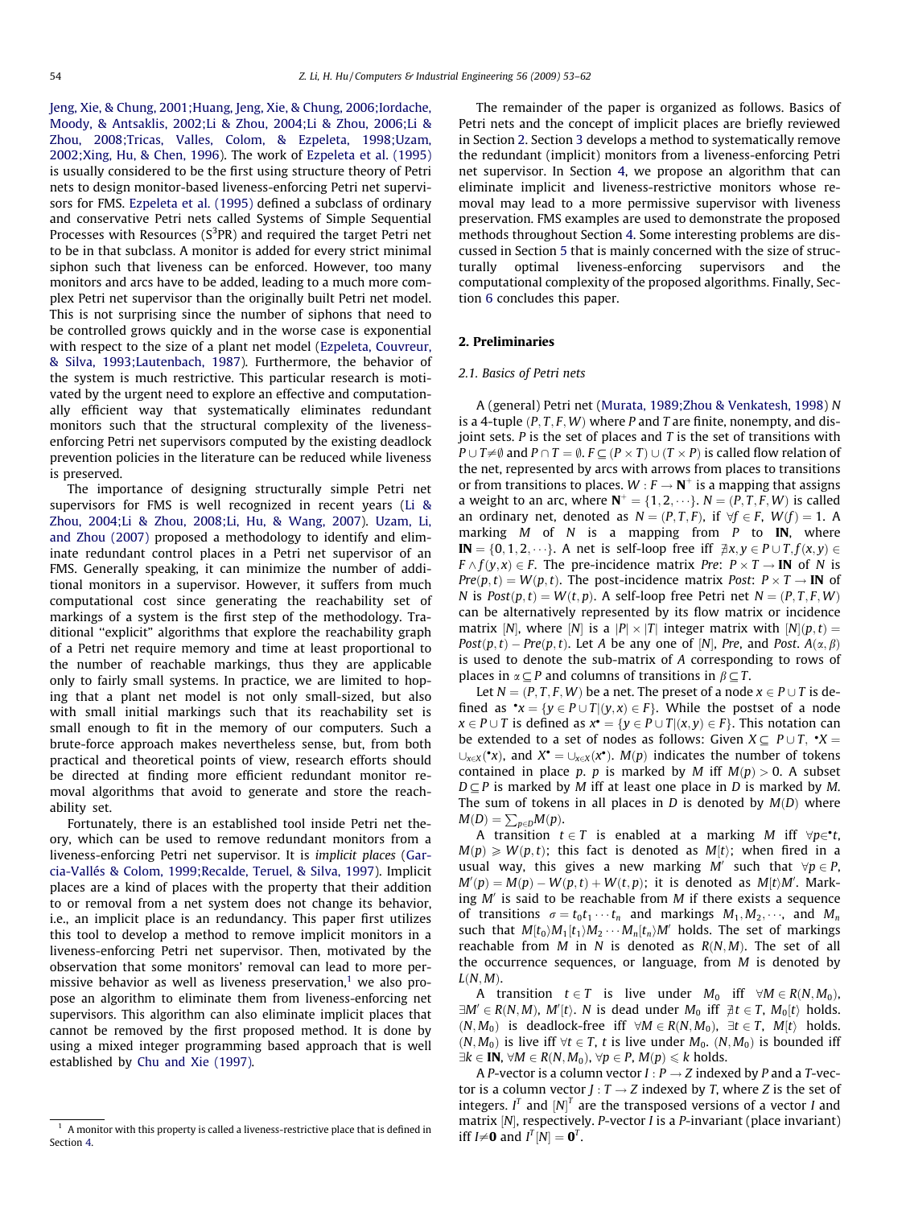Jeng, Xie, & Chung, 2001;Huang, Jeng, Xie, & Chung, 2006;Iordache, Moody, & Antsaklis, 2002;Li & Zhou, 2004;Li & Zhou, 2006;Li & Zhou, 2008;Tricas, Valles, Colom, & Ezpeleta, 1998;Uzam, 2002;Xing, Hu, & Chen, 1996). The work of Ezpeleta et al. (1995) is usually considered to be the first using structure theory of Petri nets to design monitor-based liveness-enforcing Petri net supervisors for FMS. Ezpeleta et al. (1995) defined a subclass of ordinary and conservative Petri nets called Systems of Simple Sequential Processes with Resources ($S^3PR$) and required the target Petri net to be in that subclass. A monitor is added for every strict minimal siphon such that liveness can be enforced. However, too many monitors and arcs have to be added, leading to a much more complex Petri net supervisor than the originally built Petri net model. This is not surprising since the number of siphons that need to be controlled grows quickly and in the worse case is exponential with respect to the size of a plant net model (Ezpeleta, Couvreur, & Silva, 1993;Lautenbach, 1987). Furthermore, the behavior of the system is much restrictive. This particular research is motivated by the urgent need to explore an effective and computationally efficient way that systematically eliminates redundant monitors such that the structural complexity of the liveness-enforcing Petri net supervisors computed by the existing deadlock prevention policies in the literature can be reduced while liveness is preserved.

The importance of designing structurally simple Petri net supervisors for FMS is well recognized in recent years (Li & Zhou, 2004;Li & Zhou, 2008;Li, Hu, & Wang, 2007). Uzam, Li, and Zhou (2007) proposed a methodology to identify and eliminate redundant control places in a Petri net supervisor of an FMS. Generally speaking, it can minimize the number of additional monitors in a supervisor. However, it suffers from much computational cost since generating the reachability set of markings of a system is the first step of the methodology. Traditional "explicit" algorithms that explore the reachability graph of a Petri net require memory and time at least proportional to the number of reachable markings, thus they are applicable only to fairly small systems. In practice, we are limited to hoping that a plant net model is not only small-sized, but also with small initial markings such that its reachability set is small enough to fit in the memory of our computers. Such a brute-force approach makes nevertheless sense, but, from both practical and theoretical points of view, research efforts should be directed at finding more efficient redundant monitor removal algorithms that avoid to generate and store the reachability set.

Fortunately, there is an established tool inside Petri net theory, which can be used to remove redundant monitors from a liveness-enforcing Petri net supervisor. It is *implicit places* (García-Vallés & Colom, 1999;Recalde, Teruel, & Silva, 1997). Implicit places are a kind of places with the property that their addition to or removal from a net system does not change its behavior, i.e., an implicit place is an redundancy. This paper first utilizes this tool to develop a method to remove implicit monitors in a liveness-enforcing Petri net supervisor. Then, motivated by the observation that some monitors' removal can lead to more permissive behavior as well as liveness preservation,[1] we also propose an algorithm to eliminate them from liveness-enforcing net supervisors. This algorithm can also eliminate implicit places that cannot be removed by the first proposed method. It is done by using a mixed integer programming based approach that is well established by Chu and Xie (1997).

[1] A monitor with this property is called a liveness-restrictive place that is defined in Section 4.

The remainder of the paper is organized as follows. Basics of Petri nets and the concept of implicit places are briefly reviewed in Section 2. Section 3 develops a method to systematically remove the redundant (implicit) monitors from a liveness-enforcing Petri net supervisor. In Section 4, we propose an algorithm that can eliminate implicit and liveness-restrictive monitors whose removal may lead to a more permissive supervisor with liveness preservation. FMS examples are used to demonstrate the proposed methods throughout Section 4. Some interesting problems are discussed in Section 5 that is mainly concerned with the size of structurally optimal liveness-enforcing supervisors and the computational complexity of the proposed algorithms. Finally, Section 6 concludes this paper.

## 2. Preliminaries

### 2.1. Basics of Petri nets

A (general) Petri net (Murata, 1989;Zhou & Venkatesh, 1998) $N$ is a 4-tuple $(P,T,F,W)$ where $P$ and $T$ are finite, nonempty, and disjoint sets. $P$ is the set of places and $T$ is the set of transitions with $P \cup T \neq \emptyset$ and $P \cap T = \emptyset$. $F \subseteq (P \times T) \cup (T \times P)$ is called flow relation of the net, represented by arcs with arrows from places to transitions or from transitions to places. $W : F \rightarrow \mathbf{N}^+$ is a mapping that assigns a weight to an arc, where $\mathbf{N}^+ = \{1, 2, \cdots\}$. $N = (P,T,F,W)$ is called an ordinary net, denoted as $N = (P,T,F)$, if $\forall f \in F$, $W(f) = 1$. A marking $M$ of $N$ is a mapping from $P$ to $\mathbf{IN}$, where $\mathbf{IN} = \{0, 1, 2, \cdots\}$. A net is self-loop free iff $\nexists x, y \in P \cup T, f(x,y) \in F \wedge f(y,x) \in F$. The pre-incidence matrix $Pre$: $P \times T \rightarrow \mathbf{IN}$ of $N$ is $Pre(p,t) = W(p,t)$. The post-incidence matrix $Post$: $P \times T \rightarrow \mathbf{IN}$ of $N$ is $Post(p,t) = W(t,p)$. A self-loop free Petri net $N = (P,T,F,W)$ can be alternatively represented by its flow matrix or incidence matrix $[N]$, where $[N]$ is a $|P| \times |T|$ integer matrix with $[N](p,t) = Post(p,t) - Pre(p,t)$. Let $A$ be any one of $[N]$, $Pre$, and $Post$. $A(\alpha, \beta)$ is used to denote the sub-matrix of $A$ corresponding to rows of places in $\alpha \subseteq P$ and columns of transitions in $\beta \subseteq T$.

Let $N = (P,T,F,W)$ be a net. The preset of a node $x \in P \cup T$ is defined as $^\bullet x = \{y \in P \cup T | (y,x) \in F\}$. While the postset of a node $x \in P \cup T$ is defined as $x^\bullet = \{y \in P \cup T | (x,y) \in F\}$. This notation can be extended to a set of nodes as follows: Given $X \subseteq P \cup T$, $^\bullet X = \cup_{x \in X}(^\bullet x)$, and $X^\bullet = \cup_{x \in X}(x^\bullet)$. $M(p)$ indicates the number of tokens contained in place $p$. $p$ is marked by $M$ iff $M(p) > 0$. A subset $D \subseteq P$ is marked by $M$ iff at least one place in $D$ is marked by $M$. The sum of tokens in all places in $D$ is denoted by $M(D)$ where $M(D) = \sum_{p \in D} M(p)$.

A transition $t \in T$ is enabled at a marking $M$ iff $\forall p \in {^\bullet t}$, $M(p) \geqslant W(p,t)$; this fact is denoted as $M[t\rangle$; when fired in a usual way, this gives a new marking $M'$ such that $\forall p \in P$, $M'(p) = M(p) - W(p,t) + W(t,p)$; it is denoted as $M[t\rangle M'$. Marking $M'$ is said to be reachable from $M$ if there exists a sequence of transitions $\sigma = t_0 t_1 \cdots t_n$ and markings $M_1, M_2, \cdots$, and $M_n$ such that $M[t_0\rangle M_1[t_1\rangle M_2 \cdots M_n[t_n\rangle M'$ holds. The set of markings reachable from $M$ in $N$ is denoted as $R(N,M)$. The set of all the occurrence sequences, or language, from $M$ is denoted by $L(N,M)$.

A transition $t \in T$ is live under $M_0$ iff $\forall M \in R(N, M_0)$, $\exists M' \in R(N,M)$, $M'[t\rangle$. $N$ is dead under $M_0$ iff $\nexists t \in T$, $M_0[t\rangle$ holds. $(N, M_0)$ is deadlock-free iff $\forall M \in R(N, M_0)$, $\exists t \in T$, $M[t\rangle$ holds. $(N, M_0)$ is live iff $\forall t \in T$, $t$ is live under $M_0$. $(N, M_0)$ is bounded iff $\exists k \in \mathbf{IN}$, $\forall M \in R(N, M_0)$, $\forall p \in P$, $M(p) \leqslant k$ holds.

A $P$-vector is a column vector $I : P \rightarrow Z$ indexed by $P$ and a $T$-vector is a column vector $J : T \rightarrow Z$ indexed by $T$, where $Z$ is the set of integers. $I^T$ and $[N]^T$ are the transposed versions of a vector $I$ and matrix $[N]$, respectively. $P$-vector $I$ is a $P$-invariant (place invariant) iff $I \neq \mathbf{0}$ and $I^T[N] = \mathbf{0}^T$.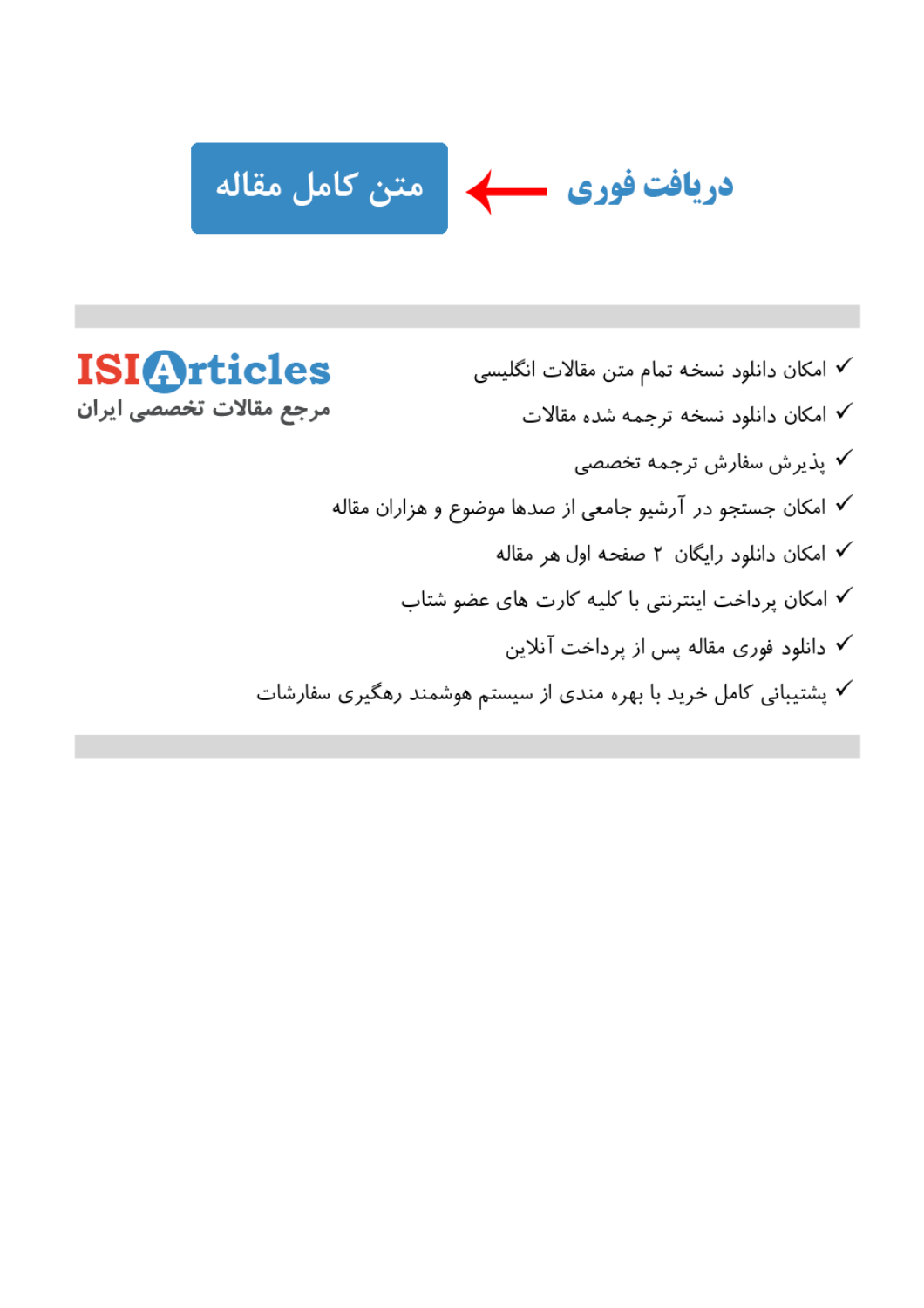دریافت فوری ← **متن کامل مقاله**

**ISIArticles**
مرجع مقالات تخصصی ایران

- ✓ امکان دانلود نسخه تمام متن مقالات انگلیسی
- ✓ امکان دانلود نسخه ترجمه شده مقالات
- ✓ پذیرش سفارش ترجمه تخصصی
- ✓ امکان جستجو در آرشیو جامعی از صدها موضوع و هزاران مقاله
- ✓ امکان دانلود رایگان ۲ صفحه اول هر مقاله
- ✓ امکان پرداخت اینترنتی با کلیه کارت های عضو شتاب
- ✓ دانلود فوری مقاله پس از پرداخت آنلاین
- ✓ پشتیبانی کامل خرید با بهره مندی از سیستم هوشمند رهگیری سفارشات